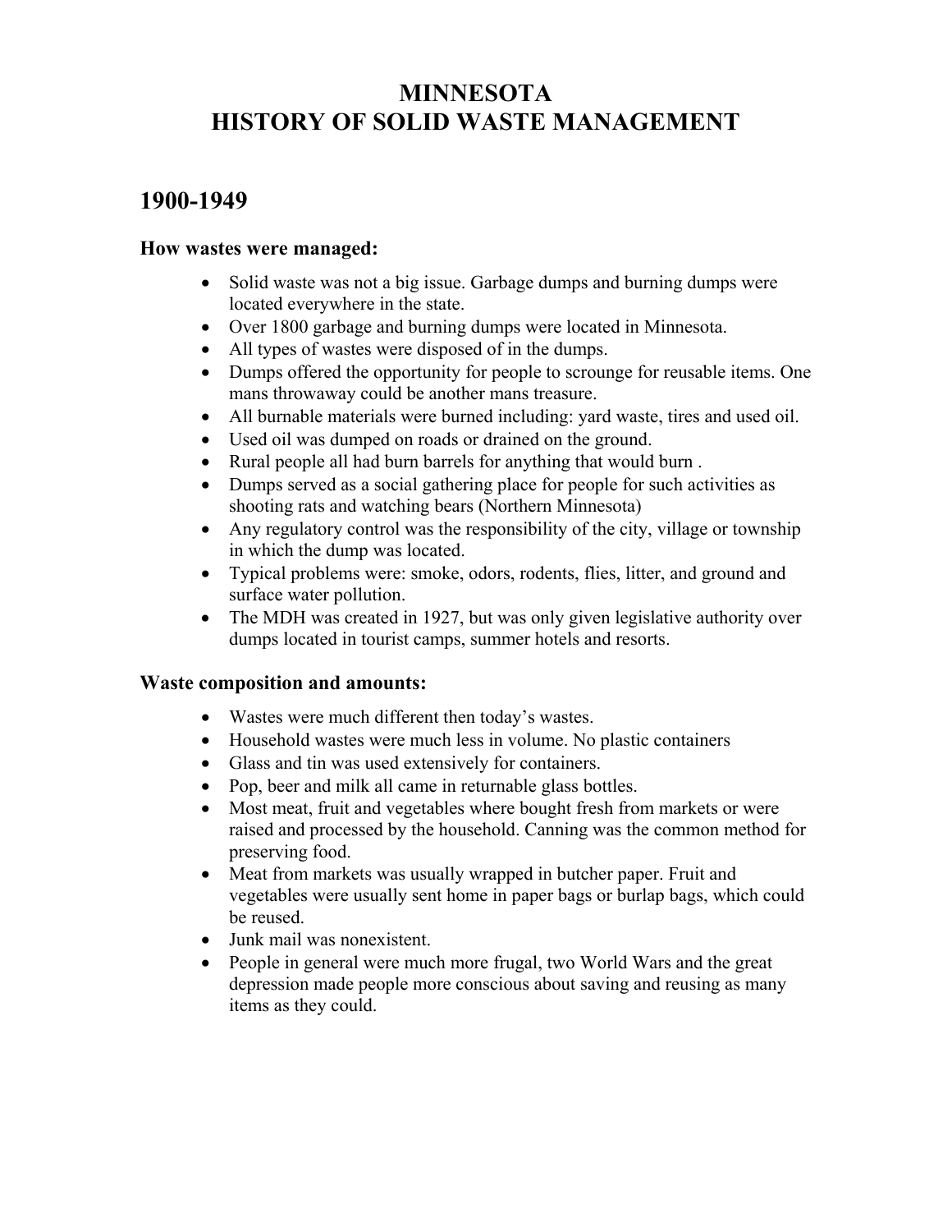# MINNESOTA
# HISTORY OF SOLID WASTE MANAGEMENT

## 1900-1949

### How wastes were managed:

- Solid waste was not a big issue. Garbage dumps and burning dumps were located everywhere in the state.
- Over 1800 garbage and burning dumps were located in Minnesota.
- All types of wastes were disposed of in the dumps.
- Dumps offered the opportunity for people to scrounge for reusable items. One mans throwaway could be another mans treasure.
- All burnable materials were burned including: yard waste, tires and used oil.
- Used oil was dumped on roads or drained on the ground.
- Rural people all had burn barrels for anything that would burn .
- Dumps served as a social gathering place for people for such activities as shooting rats and watching bears (Northern Minnesota)
- Any regulatory control was the responsibility of the city, village or township in which the dump was located.
- Typical problems were: smoke, odors, rodents, flies, litter, and ground and surface water pollution.
- The MDH was created in 1927, but was only given legislative authority over dumps located in tourist camps, summer hotels and resorts.

### Waste composition and amounts:

- Wastes were much different then today's wastes.
- Household wastes were much less in volume. No plastic containers
- Glass and tin was used extensively for containers.
- Pop, beer and milk all came in returnable glass bottles.
- Most meat, fruit and vegetables where bought fresh from markets or were raised and processed by the household. Canning was the common method for preserving food.
- Meat from markets was usually wrapped in butcher paper. Fruit and vegetables were usually sent home in paper bags or burlap bags, which could be reused.
- Junk mail was nonexistent.
- People in general were much more frugal, two World Wars and the great depression made people more conscious about saving and reusing as many items as they could.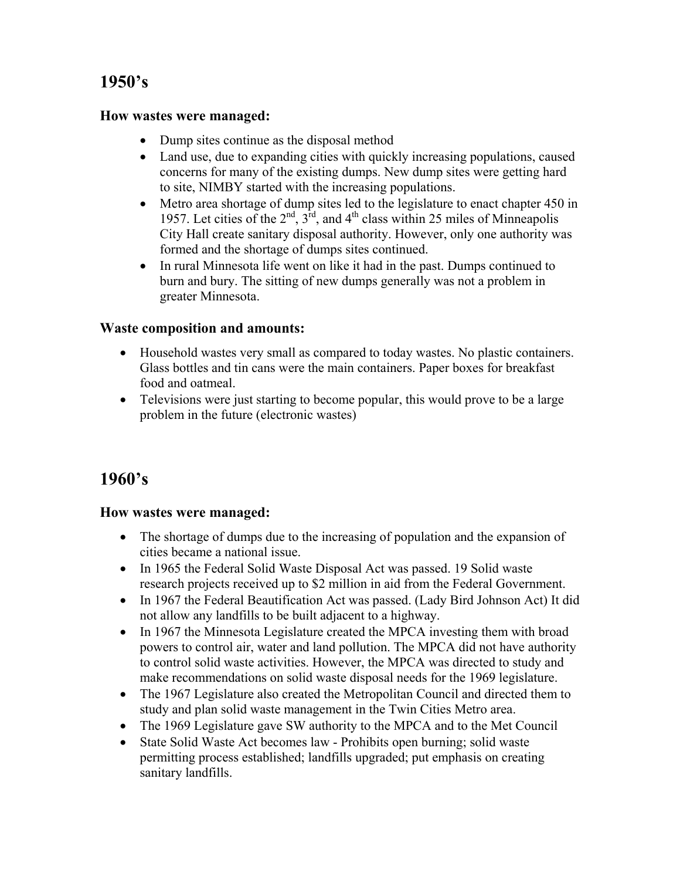## 1950's

### How wastes were managed:

- Dump sites continue as the disposal method
- Land use, due to expanding cities with quickly increasing populations, caused concerns for many of the existing dumps. New dump sites were getting hard to site, NIMBY started with the increasing populations.
- Metro area shortage of dump sites led to the legislature to enact chapter 450 in 1957. Let cities of the 2nd, 3rd, and 4th class within 25 miles of Minneapolis City Hall create sanitary disposal authority. However, only one authority was formed and the shortage of dumps sites continued.
- In rural Minnesota life went on like it had in the past. Dumps continued to burn and bury. The sitting of new dumps generally was not a problem in greater Minnesota.

### Waste composition and amounts:

- Household wastes very small as compared to today wastes. No plastic containers. Glass bottles and tin cans were the main containers. Paper boxes for breakfast food and oatmeal.
- Televisions were just starting to become popular, this would prove to be a large problem in the future (electronic wastes)

## 1960's

### How wastes were managed:

- The shortage of dumps due to the increasing of population and the expansion of cities became a national issue.
- In 1965 the Federal Solid Waste Disposal Act was passed. 19 Solid waste research projects received up to $2 million in aid from the Federal Government.
- In 1967 the Federal Beautification Act was passed. (Lady Bird Johnson Act) It did not allow any landfills to be built adjacent to a highway.
- In 1967 the Minnesota Legislature created the MPCA investing them with broad powers to control air, water and land pollution. The MPCA did not have authority to control solid waste activities. However, the MPCA was directed to study and make recommendations on solid waste disposal needs for the 1969 legislature.
- The 1967 Legislature also created the Metropolitan Council and directed them to study and plan solid waste management in the Twin Cities Metro area.
- The 1969 Legislature gave SW authority to the MPCA and to the Met Council
- State Solid Waste Act becomes law - Prohibits open burning; solid waste permitting process established; landfills upgraded; put emphasis on creating sanitary landfills.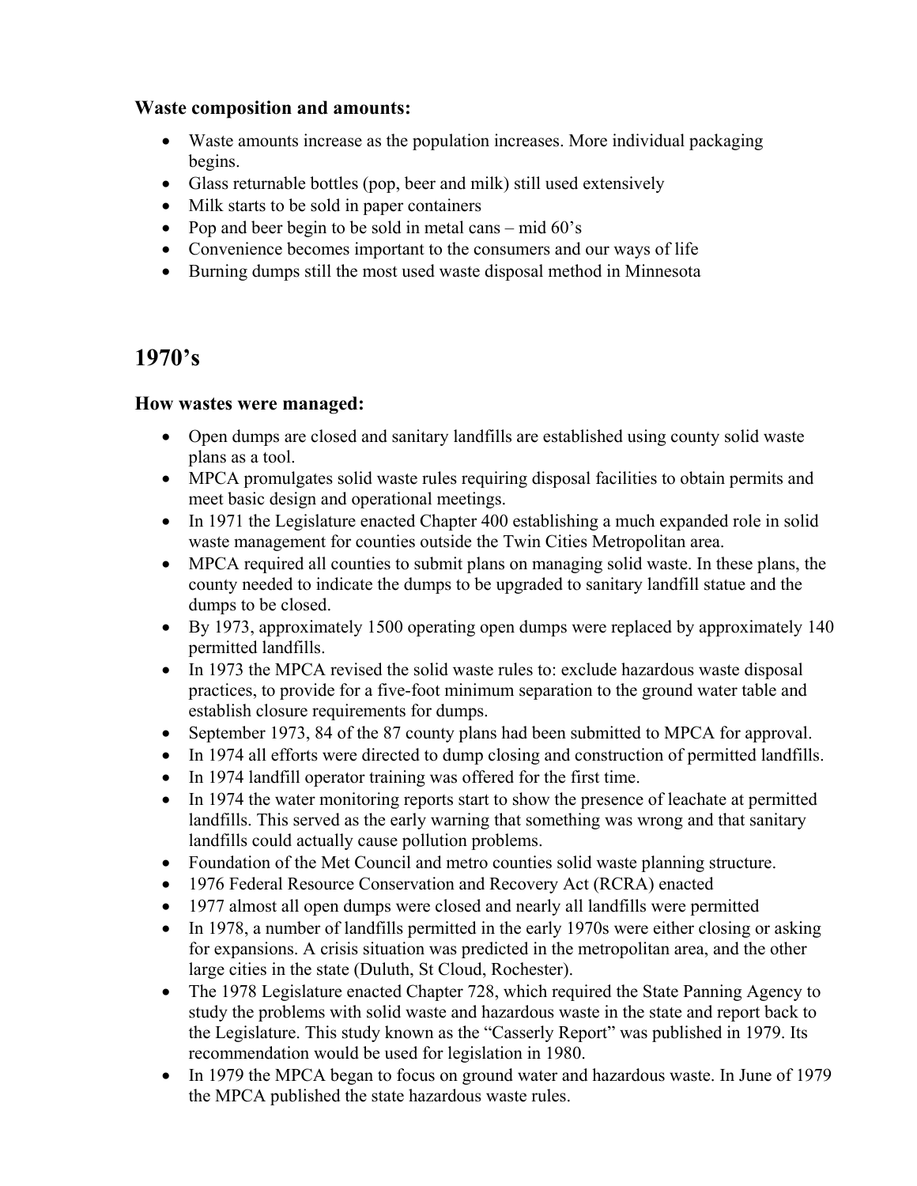### Waste composition and amounts:

- Waste amounts increase as the population increases. More individual packaging begins.
- Glass returnable bottles (pop, beer and milk) still used extensively
- Milk starts to be sold in paper containers
- Pop and beer begin to be sold in metal cans – mid 60's
- Convenience becomes important to the consumers and our ways of life
- Burning dumps still the most used waste disposal method in Minnesota

## 1970's

### How wastes were managed:

- Open dumps are closed and sanitary landfills are established using county solid waste plans as a tool.
- MPCA promulgates solid waste rules requiring disposal facilities to obtain permits and meet basic design and operational meetings.
- In 1971 the Legislature enacted Chapter 400 establishing a much expanded role in solid waste management for counties outside the Twin Cities Metropolitan area.
- MPCA required all counties to submit plans on managing solid waste. In these plans, the county needed to indicate the dumps to be upgraded to sanitary landfill statue and the dumps to be closed.
- By 1973, approximately 1500 operating open dumps were replaced by approximately 140 permitted landfills.
- In 1973 the MPCA revised the solid waste rules to: exclude hazardous waste disposal practices, to provide for a five-foot minimum separation to the ground water table and establish closure requirements for dumps.
- September 1973, 84 of the 87 county plans had been submitted to MPCA for approval.
- In 1974 all efforts were directed to dump closing and construction of permitted landfills.
- In 1974 landfill operator training was offered for the first time.
- In 1974 the water monitoring reports start to show the presence of leachate at permitted landfills. This served as the early warning that something was wrong and that sanitary landfills could actually cause pollution problems.
- Foundation of the Met Council and metro counties solid waste planning structure.
- 1976 Federal Resource Conservation and Recovery Act (RCRA) enacted
- 1977 almost all open dumps were closed and nearly all landfills were permitted
- In 1978, a number of landfills permitted in the early 1970s were either closing or asking for expansions. A crisis situation was predicted in the metropolitan area, and the other large cities in the state (Duluth, St Cloud, Rochester).
- The 1978 Legislature enacted Chapter 728, which required the State Panning Agency to study the problems with solid waste and hazardous waste in the state and report back to the Legislature. This study known as the "Casserly Report" was published in 1979. Its recommendation would be used for legislation in 1980.
- In 1979 the MPCA began to focus on ground water and hazardous waste. In June of 1979 the MPCA published the state hazardous waste rules.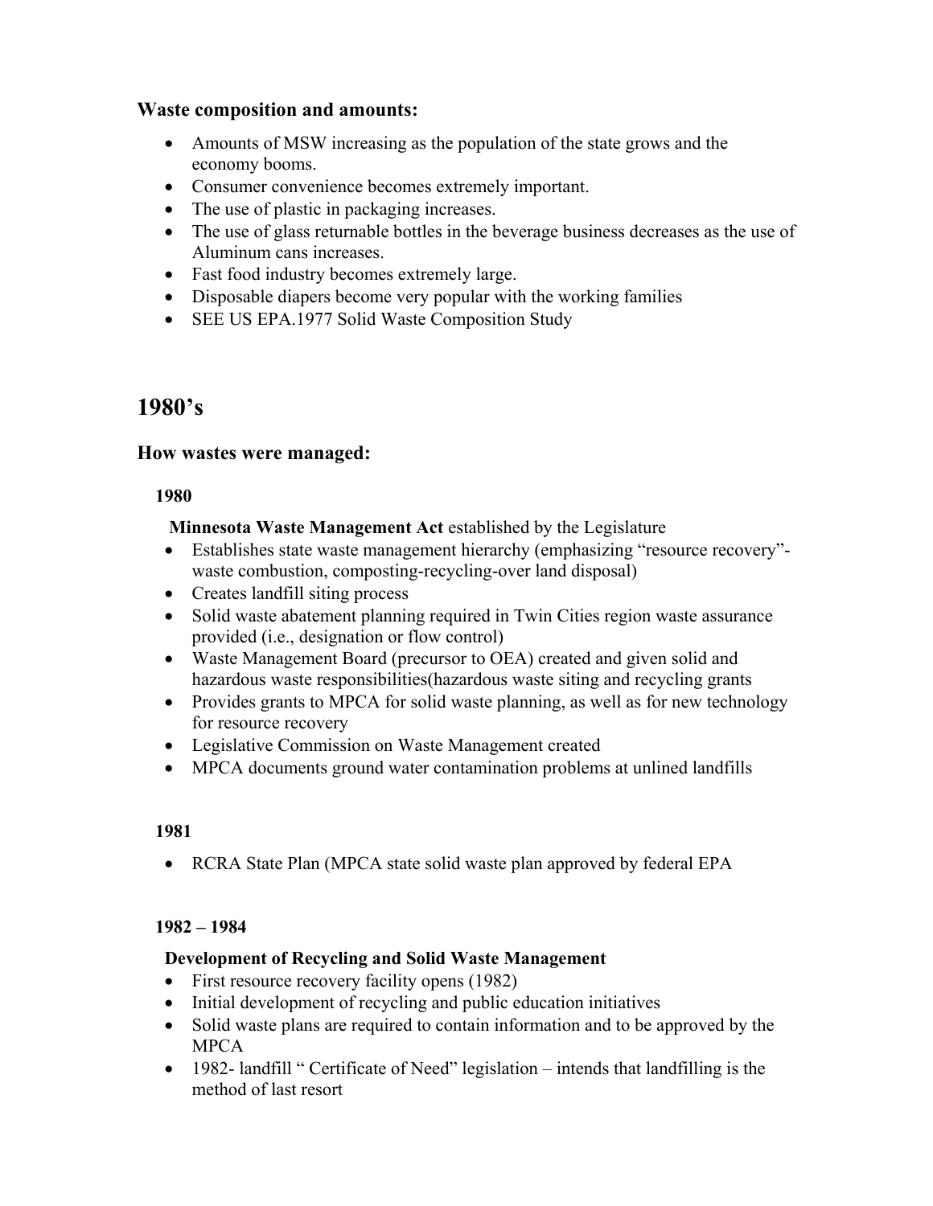### Waste composition and amounts:

- Amounts of MSW increasing as the population of the state grows and the economy booms.
- Consumer convenience becomes extremely important.
- The use of plastic in packaging increases.
- The use of glass returnable bottles in the beverage business decreases as the use of Aluminum cans increases.
- Fast food industry becomes extremely large.
- Disposable diapers become very popular with the working families
- SEE US EPA.1977 Solid Waste Composition Study

## 1980's

### How wastes were managed:

**1980**

**Minnesota Waste Management Act** established by the Legislature

- Establishes state waste management hierarchy (emphasizing "resource recovery"- waste combustion, composting-recycling-over land disposal)
- Creates landfill siting process
- Solid waste abatement planning required in Twin Cities region waste assurance provided (i.e., designation or flow control)
- Waste Management Board (precursor to OEA) created and given solid and hazardous waste responsibilities(hazardous waste siting and recycling grants
- Provides grants to MPCA for solid waste planning, as well as for new technology for resource recovery
- Legislative Commission on Waste Management created
- MPCA documents ground water contamination problems at unlined landfills

**1981**

- RCRA State Plan (MPCA state solid waste plan approved by federal EPA

**1982 – 1984**

**Development of Recycling and Solid Waste Management**

- First resource recovery facility opens (1982)
- Initial development of recycling and public education initiatives
- Solid waste plans are required to contain information and to be approved by the MPCA
- 1982- landfill " Certificate of Need" legislation – intends that landfilling is the method of last resort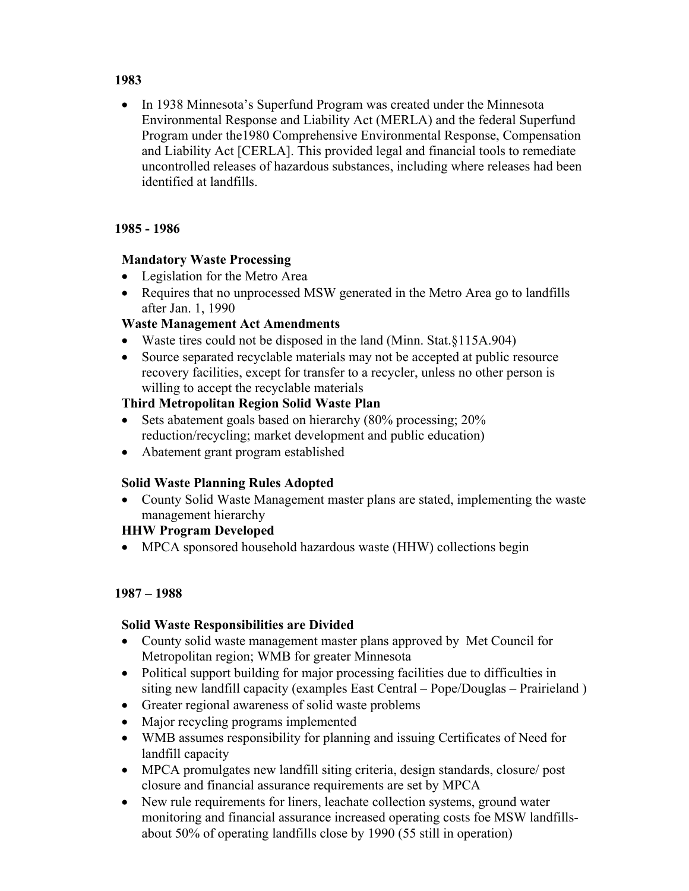**1983**

- In 1938 Minnesota's Superfund Program was created under the Minnesota Environmental Response and Liability Act (MERLA) and the federal Superfund Program under the1980 Comprehensive Environmental Response, Compensation and Liability Act [CERLA]. This provided legal and financial tools to remediate uncontrolled releases of hazardous substances, including where releases had been identified at landfills.

**1985 - 1986**

**Mandatory Waste Processing**

- Legislation for the Metro Area
- Requires that no unprocessed MSW generated in the Metro Area go to landfills after Jan. 1, 1990

**Waste Management Act Amendments**

- Waste tires could not be disposed in the land (Minn. Stat.§115A.904)
- Source separated recyclable materials may not be accepted at public resource recovery facilities, except for transfer to a recycler, unless no other person is willing to accept the recyclable materials

**Third Metropolitan Region Solid Waste Plan**

- Sets abatement goals based on hierarchy (80% processing; 20% reduction/recycling; market development and public education)
- Abatement grant program established

**Solid Waste Planning Rules Adopted**

- County Solid Waste Management master plans are stated, implementing the waste management hierarchy

**HHW Program Developed**

- MPCA sponsored household hazardous waste (HHW) collections begin

**1987 – 1988**

**Solid Waste Responsibilities are Divided**

- County solid waste management master plans approved by Met Council for Metropolitan region; WMB for greater Minnesota
- Political support building for major processing facilities due to difficulties in siting new landfill capacity (examples East Central – Pope/Douglas – Prairieland )
- Greater regional awareness of solid waste problems
- Major recycling programs implemented
- WMB assumes responsibility for planning and issuing Certificates of Need for landfill capacity
- MPCA promulgates new landfill siting criteria, design standards, closure/ post closure and financial assurance requirements are set by MPCA
- New rule requirements for liners, leachate collection systems, ground water monitoring and financial assurance increased operating costs foe MSW landfills- about 50% of operating landfills close by 1990 (55 still in operation)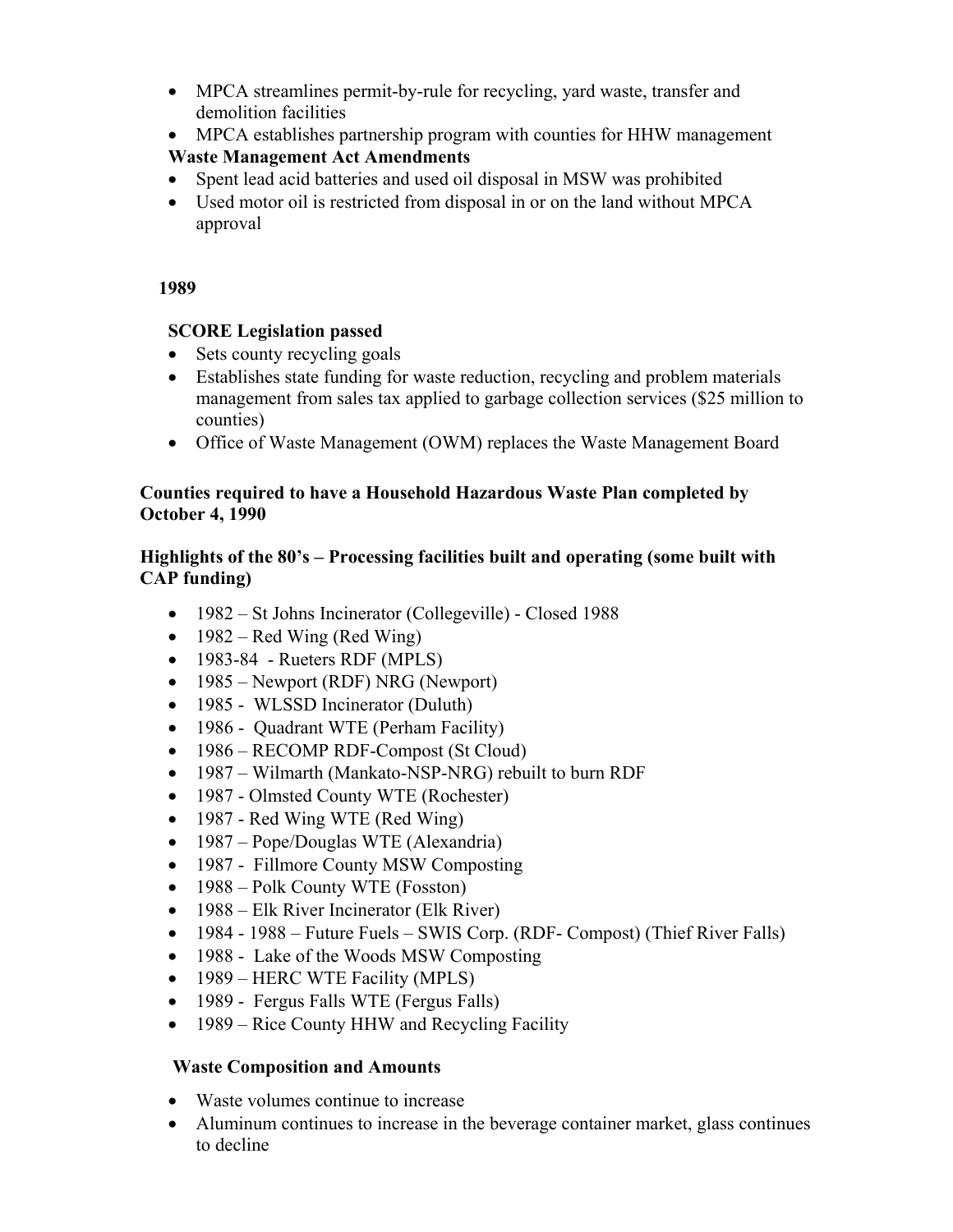- MPCA streamlines permit-by-rule for recycling, yard waste, transfer and demolition facilities
- MPCA establishes partnership program with counties for HHW management

**Waste Management Act Amendments**

- Spent lead acid batteries and used oil disposal in MSW was prohibited
- Used motor oil is restricted from disposal in or on the land without MPCA approval

## 1989

**SCORE Legislation passed**

- Sets county recycling goals
- Establishes state funding for waste reduction, recycling and problem materials management from sales tax applied to garbage collection services ($25 million to counties)
- Office of Waste Management (OWM) replaces the Waste Management Board

**Counties required to have a Household Hazardous Waste Plan completed by October 4, 1990**

**Highlights of the 80's – Processing facilities built and operating (some built with CAP funding)**

- 1982 – St Johns Incinerator (Collegeville) - Closed 1988
- 1982 – Red Wing (Red Wing)
- 1983-84 - Rueters RDF (MPLS)
- 1985 – Newport (RDF) NRG (Newport)
- 1985 - WLSSD Incinerator (Duluth)
- 1986 - Quadrant WTE (Perham Facility)
- 1986 – RECOMP RDF-Compost (St Cloud)
- 1987 – Wilmarth (Mankato-NSP-NRG) rebuilt to burn RDF
- 1987 - Olmsted County WTE (Rochester)
- 1987 - Red Wing WTE (Red Wing)
- 1987 – Pope/Douglas WTE (Alexandria)
- 1987 - Fillmore County MSW Composting
- 1988 – Polk County WTE (Fosston)
- 1988 – Elk River Incinerator (Elk River)
- 1984 - 1988 – Future Fuels – SWIS Corp. (RDF- Compost) (Thief River Falls)
- 1988 - Lake of the Woods MSW Composting
- 1989 – HERC WTE Facility (MPLS)
- 1989 - Fergus Falls WTE (Fergus Falls)
- 1989 – Rice County HHW and Recycling Facility

**Waste Composition and Amounts**

- Waste volumes continue to increase
- Aluminum continues to increase in the beverage container market, glass continues to decline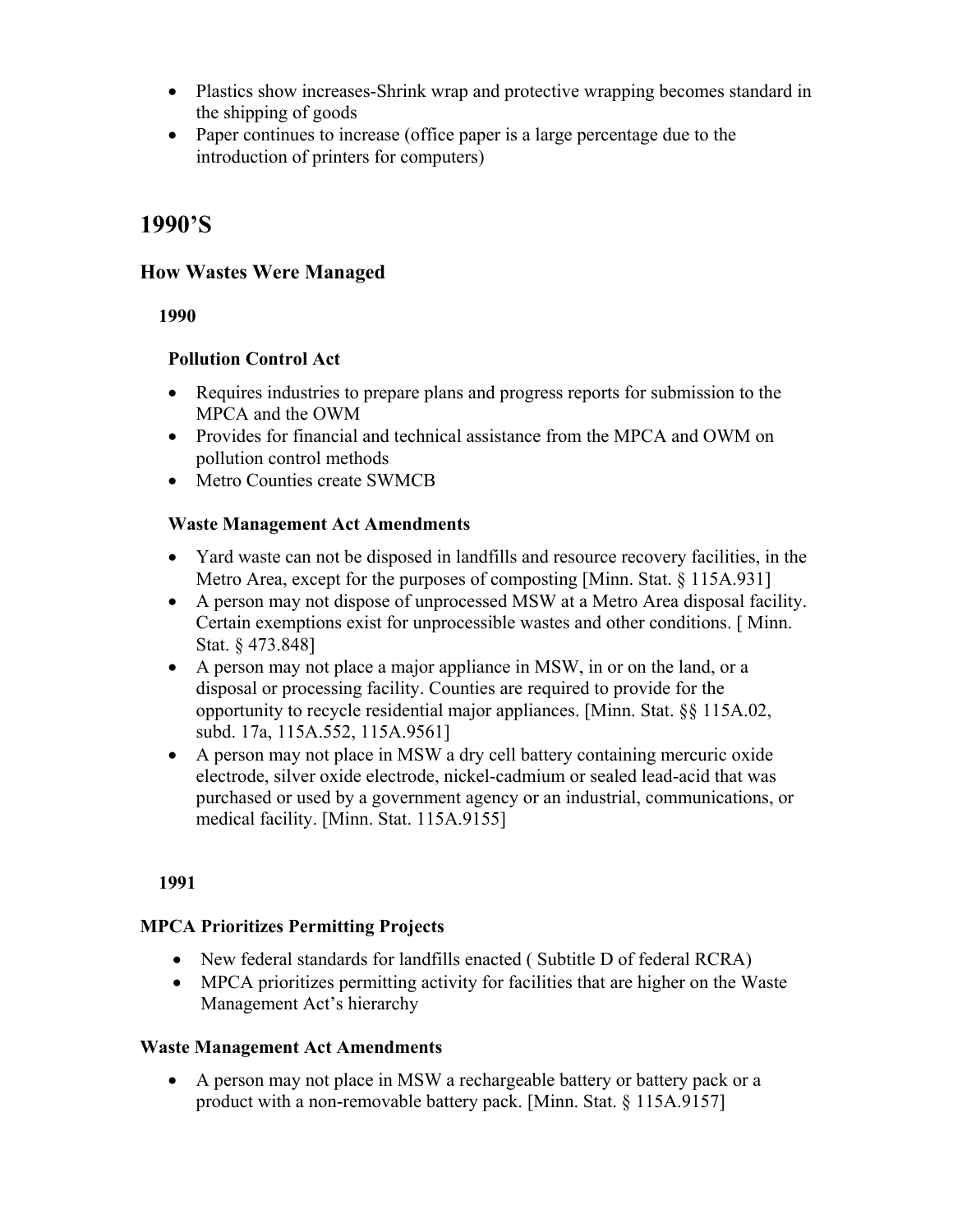- Plastics show increases-Shrink wrap and protective wrapping becomes standard in the shipping of goods
- Paper continues to increase (office paper is a large percentage due to the introduction of printers for computers)

# 1990'S

## How Wastes Were Managed

**1990**

### Pollution Control Act

- Requires industries to prepare plans and progress reports for submission to the MPCA and the OWM
- Provides for financial and technical assistance from the MPCA and OWM on pollution control methods
- Metro Counties create SWMCB

### Waste Management Act Amendments

- Yard waste can not be disposed in landfills and resource recovery facilities, in the Metro Area, except for the purposes of composting [Minn. Stat. § 115A.931]
- A person may not dispose of unprocessed MSW at a Metro Area disposal facility. Certain exemptions exist for unprocessible wastes and other conditions. [ Minn. Stat. § 473.848]
- A person may not place a major appliance in MSW, in or on the land, or a disposal or processing facility. Counties are required to provide for the opportunity to recycle residential major appliances. [Minn. Stat. §§ 115A.02, subd. 17a, 115A.552, 115A.9561]
- A person may not place in MSW a dry cell battery containing mercuric oxide electrode, silver oxide electrode, nickel-cadmium or sealed lead-acid that was purchased or used by a government agency or an industrial, communications, or medical facility. [Minn. Stat. 115A.9155]

**1991**

### MPCA Prioritizes Permitting Projects

- New federal standards for landfills enacted ( Subtitle D of federal RCRA)
- MPCA prioritizes permitting activity for facilities that are higher on the Waste Management Act's hierarchy

### Waste Management Act Amendments

- A person may not place in MSW a rechargeable battery or battery pack or a product with a non-removable battery pack. [Minn. Stat. § 115A.9157]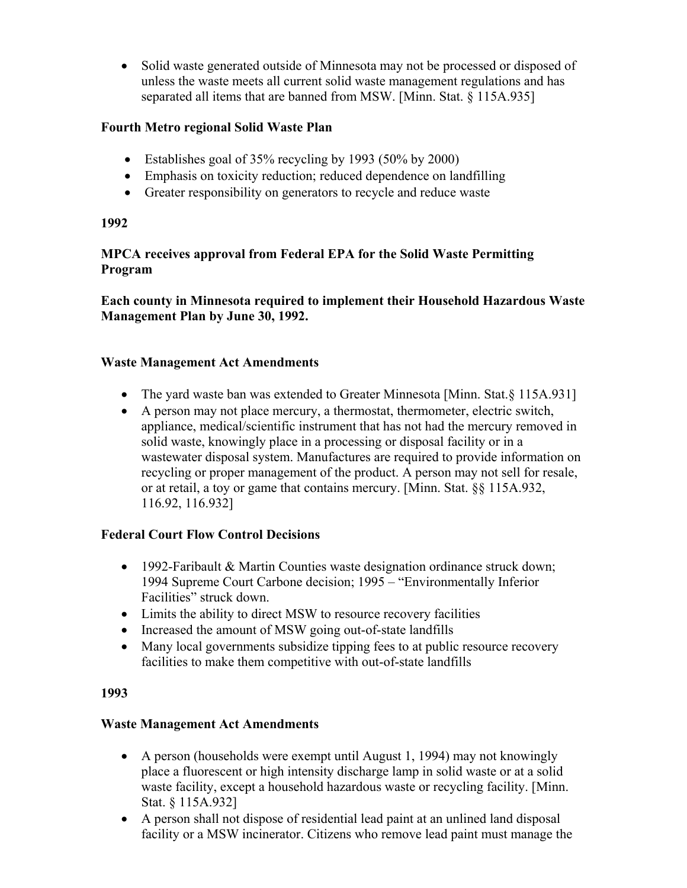- Solid waste generated outside of Minnesota may not be processed or disposed of unless the waste meets all current solid waste management regulations and has separated all items that are banned from MSW. [Minn. Stat. § 115A.935]

**Fourth Metro regional Solid Waste Plan**

- Establishes goal of 35% recycling by 1993 (50% by 2000)
- Emphasis on toxicity reduction; reduced dependence on landfilling
- Greater responsibility on generators to recycle and reduce waste

**1992**

**MPCA receives approval from Federal EPA for the Solid Waste Permitting Program**

**Each county in Minnesota required to implement their Household Hazardous Waste Management Plan by June 30, 1992.**

**Waste Management Act Amendments**

- The yard waste ban was extended to Greater Minnesota [Minn. Stat.§ 115A.931]
- A person may not place mercury, a thermostat, thermometer, electric switch, appliance, medical/scientific instrument that has not had the mercury removed in solid waste, knowingly place in a processing or disposal facility or in a wastewater disposal system. Manufactures are required to provide information on recycling or proper management of the product. A person may not sell for resale, or at retail, a toy or game that contains mercury. [Minn. Stat. §§ 115A.932, 116.92, 116.932]

**Federal Court Flow Control Decisions**

- 1992-Faribault & Martin Counties waste designation ordinance struck down; 1994 Supreme Court Carbone decision; 1995 – "Environmentally Inferior Facilities" struck down.
- Limits the ability to direct MSW to resource recovery facilities
- Increased the amount of MSW going out-of-state landfills
- Many local governments subsidize tipping fees to at public resource recovery facilities to make them competitive with out-of-state landfills

**1993**

**Waste Management Act Amendments**

- A person (households were exempt until August 1, 1994) may not knowingly place a fluorescent or high intensity discharge lamp in solid waste or at a solid waste facility, except a household hazardous waste or recycling facility. [Minn. Stat. § 115A.932]
- A person shall not dispose of residential lead paint at an unlined land disposal facility or a MSW incinerator. Citizens who remove lead paint must manage the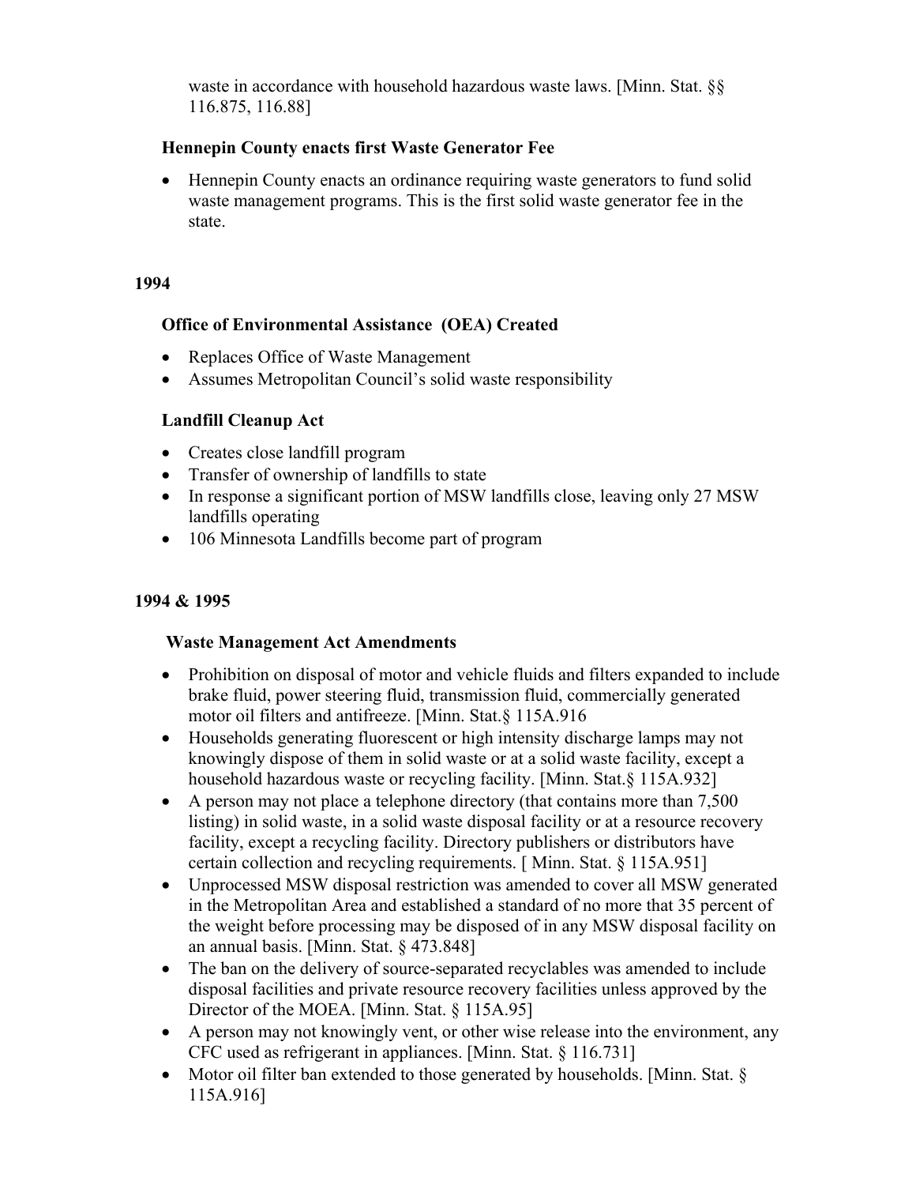waste in accordance with household hazardous waste laws. [Minn. Stat. §§ 116.875, 116.88]

### Hennepin County enacts first Waste Generator Fee

- Hennepin County enacts an ordinance requiring waste generators to fund solid waste management programs. This is the first solid waste generator fee in the state.

## 1994

### Office of Environmental Assistance (OEA) Created

- Replaces Office of Waste Management
- Assumes Metropolitan Council's solid waste responsibility

### Landfill Cleanup Act

- Creates close landfill program
- Transfer of ownership of landfills to state
- In response a significant portion of MSW landfills close, leaving only 27 MSW landfills operating
- 106 Minnesota Landfills become part of program

## 1994 & 1995

### Waste Management Act Amendments

- Prohibition on disposal of motor and vehicle fluids and filters expanded to include brake fluid, power steering fluid, transmission fluid, commercially generated motor oil filters and antifreeze. [Minn. Stat.§ 115A.916
- Households generating fluorescent or high intensity discharge lamps may not knowingly dispose of them in solid waste or at a solid waste facility, except a household hazardous waste or recycling facility. [Minn. Stat.§ 115A.932]
- A person may not place a telephone directory (that contains more than 7,500 listing) in solid waste, in a solid waste disposal facility or at a resource recovery facility, except a recycling facility. Directory publishers or distributors have certain collection and recycling requirements. [ Minn. Stat. § 115A.951]
- Unprocessed MSW disposal restriction was amended to cover all MSW generated in the Metropolitan Area and established a standard of no more that 35 percent of the weight before processing may be disposed of in any MSW disposal facility on an annual basis. [Minn. Stat. § 473.848]
- The ban on the delivery of source-separated recyclables was amended to include disposal facilities and private resource recovery facilities unless approved by the Director of the MOEA. [Minn. Stat. § 115A.95]
- A person may not knowingly vent, or other wise release into the environment, any CFC used as refrigerant in appliances. [Minn. Stat. § 116.731]
- Motor oil filter ban extended to those generated by households. [Minn. Stat. § 115A.916]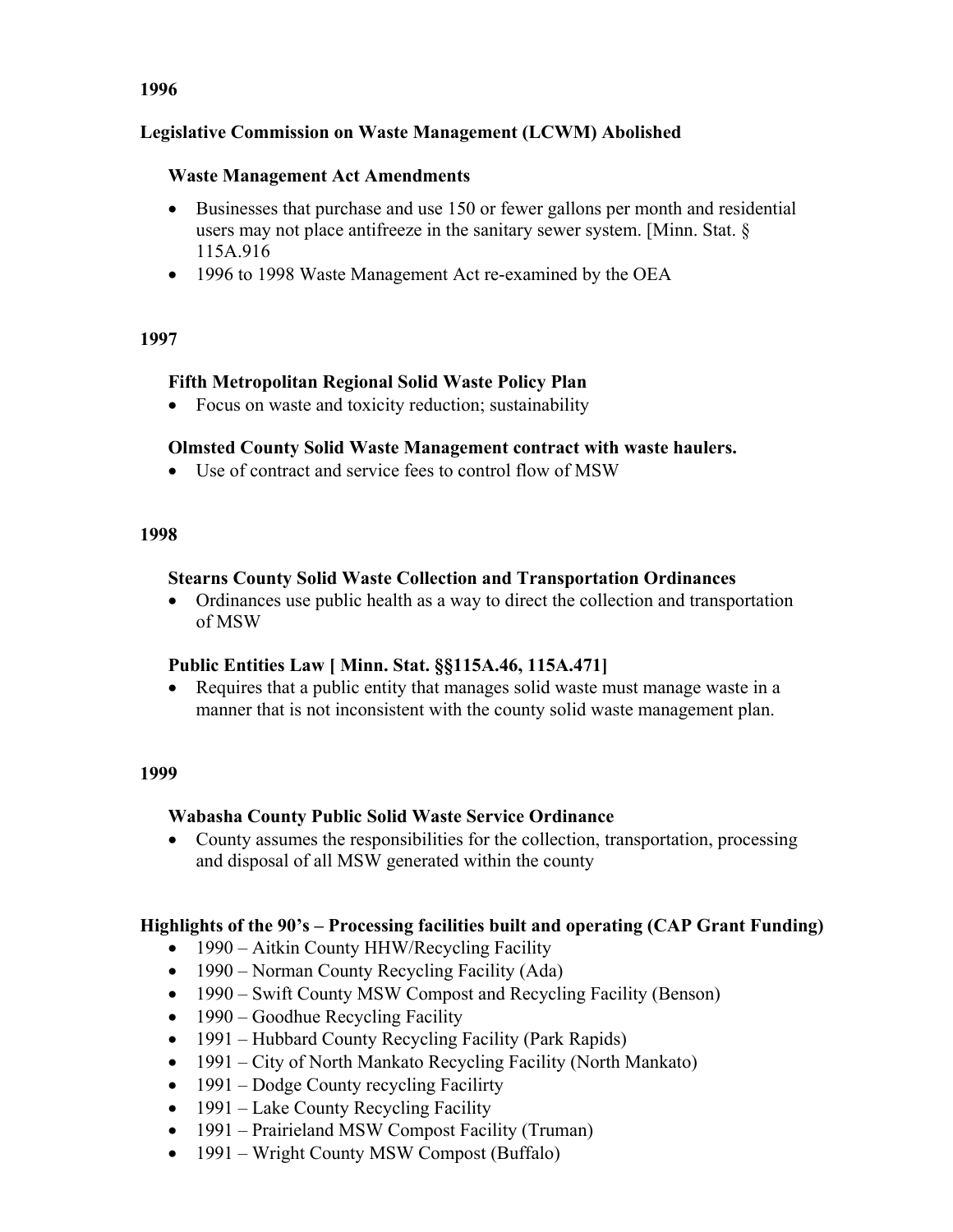**1996**

**Legislative Commission on Waste Management (LCWM) Abolished**

**Waste Management Act Amendments**

- Businesses that purchase and use 150 or fewer gallons per month and residential users may not place antifreeze in the sanitary sewer system. [Minn. Stat. § 115A.916
- 1996 to 1998 Waste Management Act re-examined by the OEA

**1997**

**Fifth Metropolitan Regional Solid Waste Policy Plan**

- Focus on waste and toxicity reduction; sustainability

**Olmsted County Solid Waste Management contract with waste haulers.**

- Use of contract and service fees to control flow of MSW

**1998**

**Stearns County Solid Waste Collection and Transportation Ordinances**

- Ordinances use public health as a way to direct the collection and transportation of MSW

**Public Entities Law [ Minn. Stat. §§115A.46, 115A.471]**

- Requires that a public entity that manages solid waste must manage waste in a manner that is not inconsistent with the county solid waste management plan.

**1999**

**Wabasha County Public Solid Waste Service Ordinance**

- County assumes the responsibilities for the collection, transportation, processing and disposal of all MSW generated within the county

**Highlights of the 90's – Processing facilities built and operating (CAP Grant Funding)**

- 1990 – Aitkin County HHW/Recycling Facility
- 1990 – Norman County Recycling Facility (Ada)
- 1990 – Swift County MSW Compost and Recycling Facility (Benson)
- 1990 – Goodhue Recycling Facility
- 1991 – Hubbard County Recycling Facility (Park Rapids)
- 1991 – City of North Mankato Recycling Facility (North Mankato)
- 1991 – Dodge County recycling Facilirty
- 1991 – Lake County Recycling Facility
- 1991 – Prairieland MSW Compost Facility (Truman)
- 1991 – Wright County MSW Compost (Buffalo)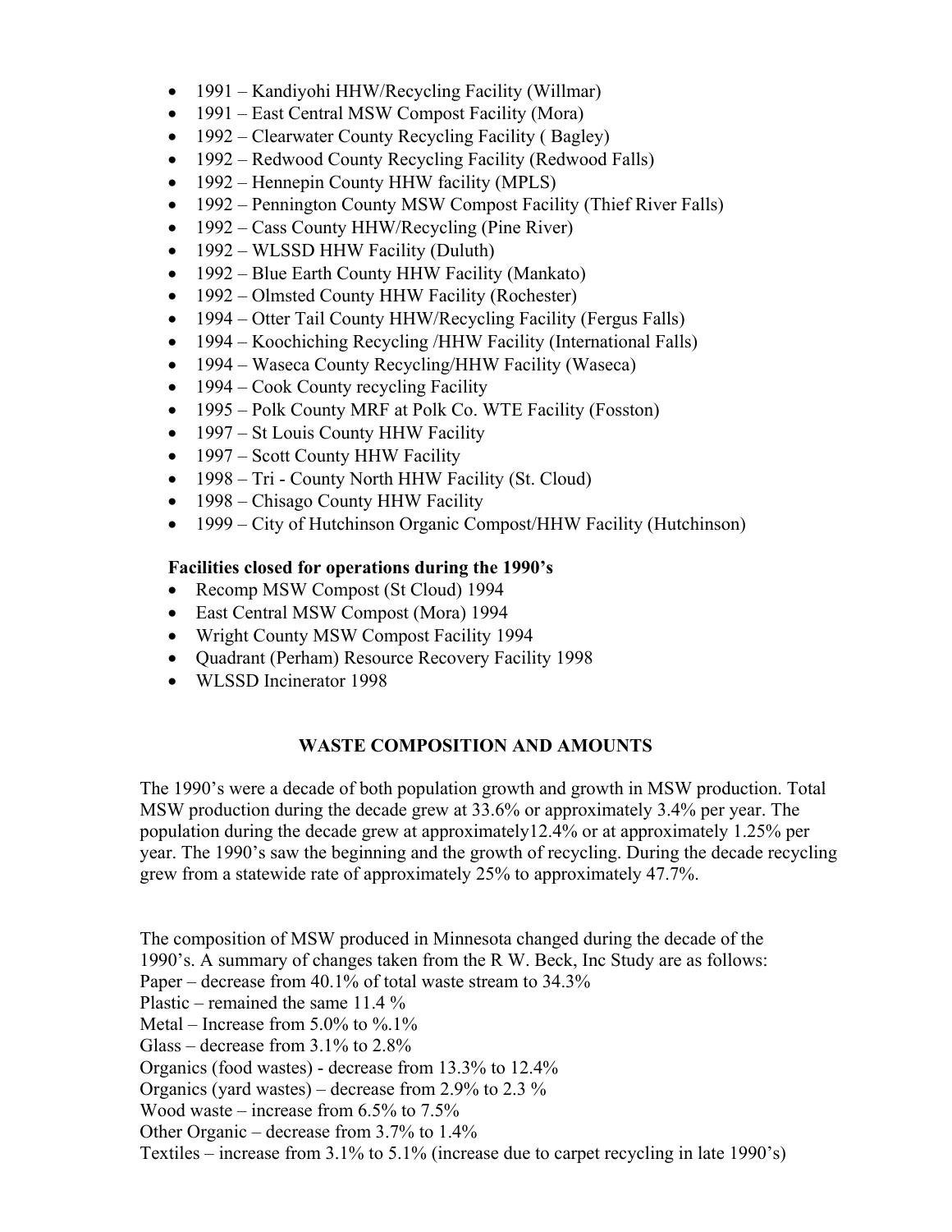- 1991 – Kandiyohi HHW/Recycling Facility (Willmar)
- 1991 – East Central MSW Compost Facility (Mora)
- 1992 – Clearwater County Recycling Facility ( Bagley)
- 1992 – Redwood County Recycling Facility (Redwood Falls)
- 1992 – Hennepin County HHW facility (MPLS)
- 1992 – Pennington County MSW Compost Facility (Thief River Falls)
- 1992 – Cass County HHW/Recycling (Pine River)
- 1992 – WLSSD HHW Facility (Duluth)
- 1992 – Blue Earth County HHW Facility (Mankato)
- 1992 – Olmsted County HHW Facility (Rochester)
- 1994 – Otter Tail County HHW/Recycling Facility (Fergus Falls)
- 1994 – Koochiching Recycling /HHW Facility (International Falls)
- 1994 – Waseca County Recycling/HHW Facility (Waseca)
- 1994 – Cook County recycling Facility
- 1995 – Polk County MRF at Polk Co. WTE Facility (Fosston)
- 1997 – St Louis County HHW Facility
- 1997 – Scott County HHW Facility
- 1998 – Tri - County North HHW Facility (St. Cloud)
- 1998 – Chisago County HHW Facility
- 1999 – City of Hutchinson Organic Compost/HHW Facility (Hutchinson)

**Facilities closed for operations during the 1990's**

- Recomp MSW Compost (St Cloud) 1994
- East Central MSW Compost (Mora) 1994
- Wright County MSW Compost Facility 1994
- Quadrant (Perham) Resource Recovery Facility 1998
- WLSSD Incinerator 1998

## WASTE COMPOSITION AND AMOUNTS

The 1990's were a decade of both population growth and growth in MSW production. Total MSW production during the decade grew at 33.6% or approximately 3.4% per year. The population during the decade grew at approximately12.4% or at approximately 1.25% per year. The 1990's saw the beginning and the growth of recycling. During the decade recycling grew from a statewide rate of approximately 25% to approximately 47.7%.

The composition of MSW produced in Minnesota changed during the decade of the 1990's. A summary of changes taken from the R W. Beck, Inc Study are as follows:
Paper – decrease from 40.1% of total waste stream to 34.3%
Plastic – remained the same 11.4 %
Metal – Increase from 5.0% to %.1%
Glass – decrease from 3.1% to 2.8%
Organics (food wastes) - decrease from 13.3% to 12.4%
Organics (yard wastes) – decrease from 2.9% to 2.3 %
Wood waste – increase from 6.5% to 7.5%
Other Organic – decrease from 3.7% to 1.4%
Textiles – increase from 3.1% to 5.1% (increase due to carpet recycling in late 1990's)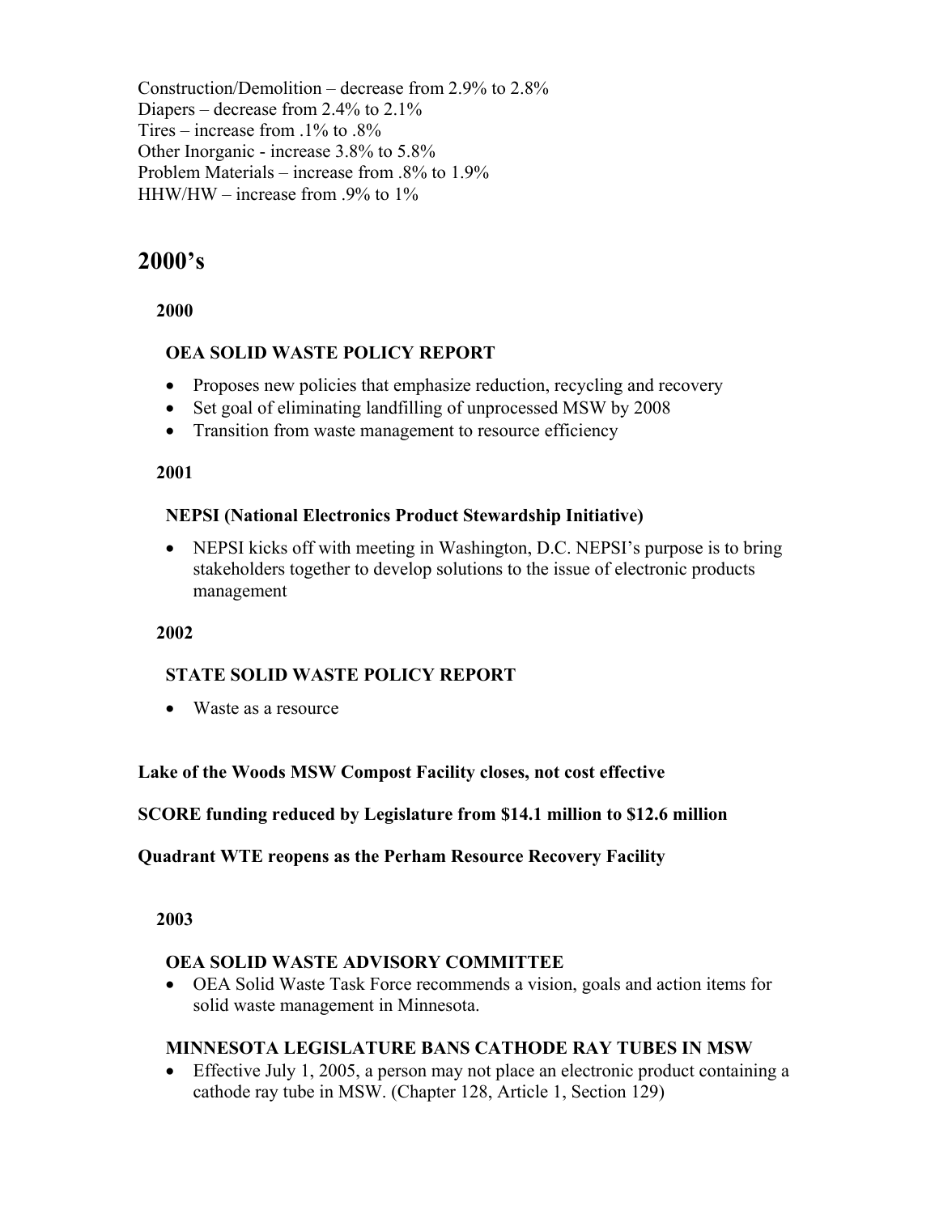Construction/Demolition – decrease from 2.9% to 2.8%
Diapers – decrease from 2.4% to 2.1%
Tires – increase from .1% to .8%
Other Inorganic - increase 3.8% to 5.8%
Problem Materials – increase from .8% to 1.9%
HHW/HW – increase from .9% to 1%

## 2000's

### 2000

#### OEA SOLID WASTE POLICY REPORT

- Proposes new policies that emphasize reduction, recycling and recovery
- Set goal of eliminating landfilling of unprocessed MSW by 2008
- Transition from waste management to resource efficiency

### 2001

#### NEPSI (National Electronics Product Stewardship Initiative)

- NEPSI kicks off with meeting in Washington, D.C. NEPSI's purpose is to bring stakeholders together to develop solutions to the issue of electronic products management

### 2002

#### STATE SOLID WASTE POLICY REPORT

- Waste as a resource

**Lake of the Woods MSW Compost Facility closes, not cost effective**

**SCORE funding reduced by Legislature from $14.1 million to $12.6 million**

**Quadrant WTE reopens as the Perham Resource Recovery Facility**

### 2003

#### OEA SOLID WASTE ADVISORY COMMITTEE

- OEA Solid Waste Task Force recommends a vision, goals and action items for solid waste management in Minnesota.

#### MINNESOTA LEGISLATURE BANS CATHODE RAY TUBES IN MSW

- Effective July 1, 2005, a person may not place an electronic product containing a cathode ray tube in MSW. (Chapter 128, Article 1, Section 129)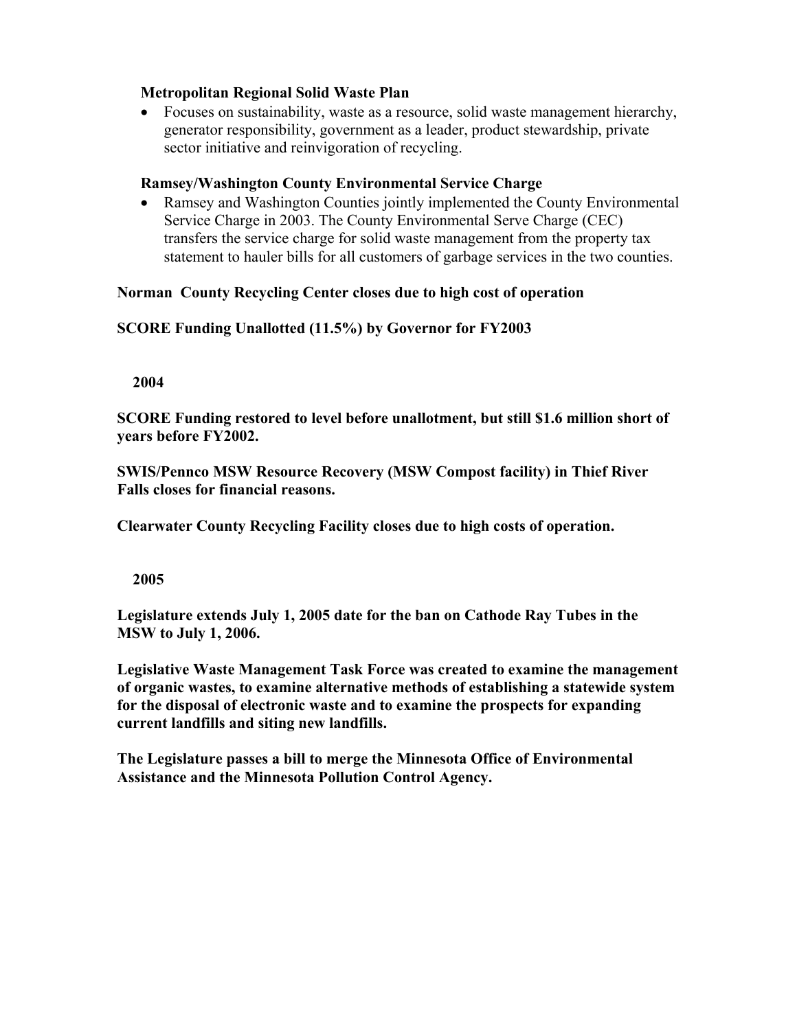**Metropolitan Regional Solid Waste Plan**

- Focuses on sustainability, waste as a resource, solid waste management hierarchy, generator responsibility, government as a leader, product stewardship, private sector initiative and reinvigoration of recycling.

**Ramsey/Washington County Environmental Service Charge**

- Ramsey and Washington Counties jointly implemented the County Environmental Service Charge in 2003. The County Environmental Serve Charge (CEC) transfers the service charge for solid waste management from the property tax statement to hauler bills for all customers of garbage services in the two counties.

**Norman County Recycling Center closes due to high cost of operation**

**SCORE Funding Unallotted (11.5%) by Governor for FY2003**

**2004**

**SCORE Funding restored to level before unallotment, but still $1.6 million short of years before FY2002.**

**SWIS/Pennco MSW Resource Recovery (MSW Compost facility) in Thief River Falls closes for financial reasons.**

**Clearwater County Recycling Facility closes due to high costs of operation.**

**2005**

**Legislature extends July 1, 2005 date for the ban on Cathode Ray Tubes in the MSW to July 1, 2006.**

**Legislative Waste Management Task Force was created to examine the management of organic wastes, to examine alternative methods of establishing a statewide system for the disposal of electronic waste and to examine the prospects for expanding current landfills and siting new landfills.**

**The Legislature passes a bill to merge the Minnesota Office of Environmental Assistance and the Minnesota Pollution Control Agency.**